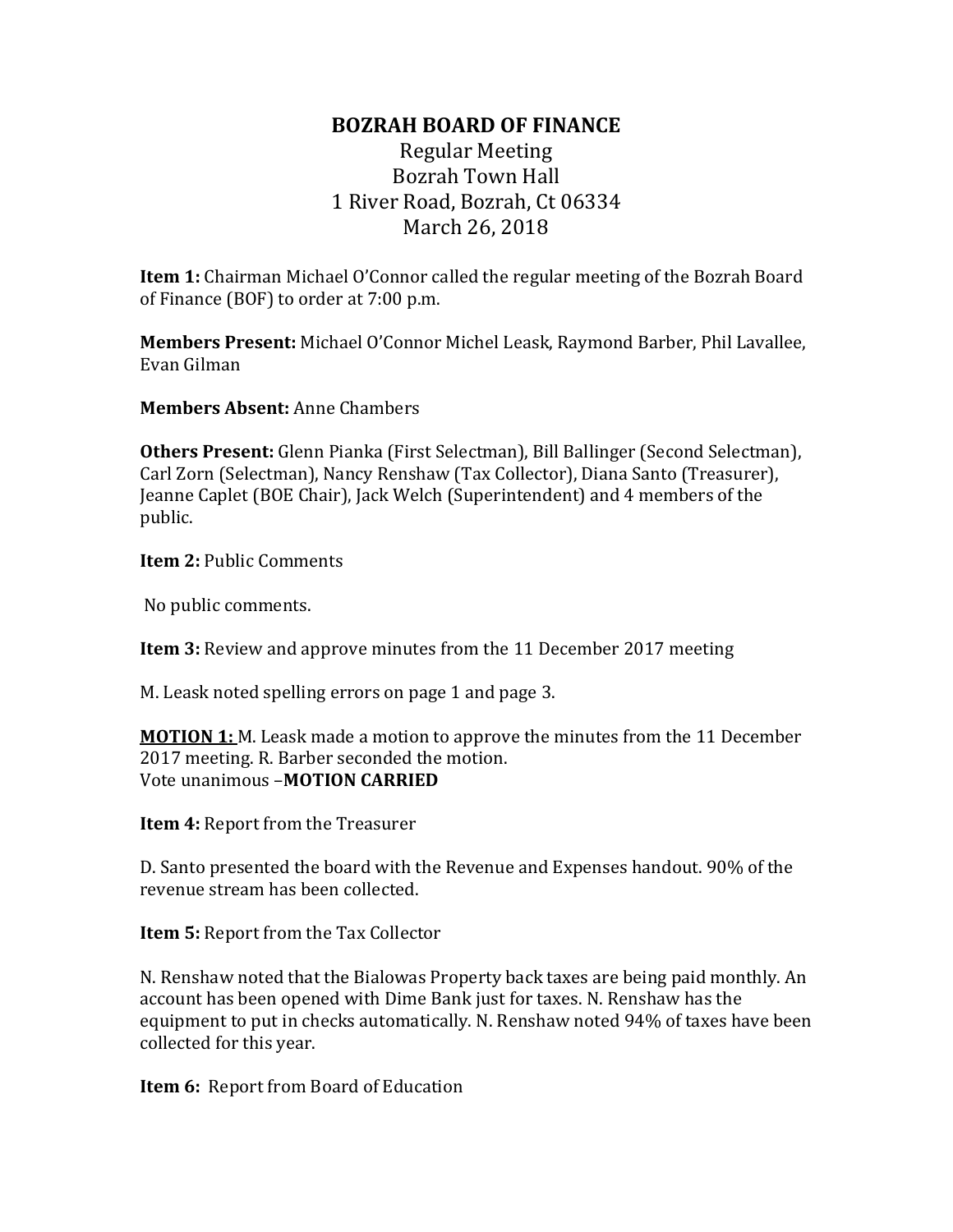# BOZRAH BOARD OF FINANCE

Regular Meeting
Bozrah Town Hall
1 River Road, Bozrah, Ct 06334
March 26, 2018

**Item 1:** Chairman Michael O'Connor called the regular meeting of the Bozrah Board of Finance (BOF) to order at 7:00 p.m.

**Members Present:** Michael O'Connor Michel Leask, Raymond Barber, Phil Lavallee, Evan Gilman

**Members Absent:** Anne Chambers

**Others Present:** Glenn Pianka (First Selectman), Bill Ballinger (Second Selectman), Carl Zorn (Selectman), Nancy Renshaw (Tax Collector), Diana Santo (Treasurer), Jeanne Caplet (BOE Chair), Jack Welch (Superintendent) and 4 members of the public.

**Item 2:** Public Comments

No public comments.

**Item 3:** Review and approve minutes from the 11 December 2017 meeting

M. Leask noted spelling errors on page 1 and page 3.

**MOTION 1:** M. Leask made a motion to approve the minutes from the 11 December 2017 meeting. R. Barber seconded the motion.
Vote unanimous –**MOTION CARRIED**

**Item 4:** Report from the Treasurer

D. Santo presented the board with the Revenue and Expenses handout. 90% of the revenue stream has been collected.

**Item 5:** Report from the Tax Collector

N. Renshaw noted that the Bialowas Property back taxes are being paid monthly. An account has been opened with Dime Bank just for taxes. N. Renshaw has the equipment to put in checks automatically. N. Renshaw noted 94% of taxes have been collected for this year.

**Item 6:** Report from Board of Education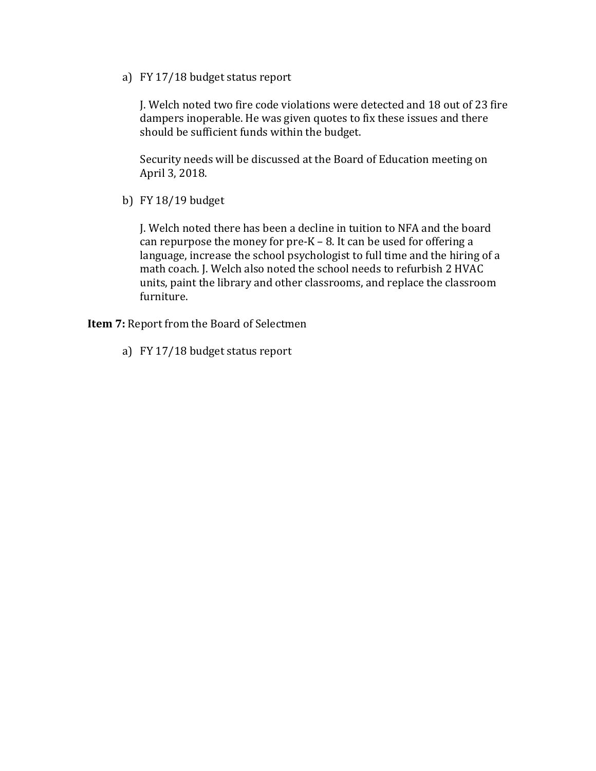a) FY 17/18 budget status report

   J. Welch noted two fire code violations were detected and 18 out of 23 fire dampers inoperable. He was given quotes to fix these issues and there should be sufficient funds within the budget.

   Security needs will be discussed at the Board of Education meeting on April 3, 2018.

b) FY 18/19 budget

   J. Welch noted there has been a decline in tuition to NFA and the board can repurpose the money for pre-K – 8. It can be used for offering a language, increase the school psychologist to full time and the hiring of a math coach. J. Welch also noted the school needs to refurbish 2 HVAC units, paint the library and other classrooms, and replace the classroom furniture.

**Item 7:** Report from the Board of Selectmen

a) FY 17/18 budget status report